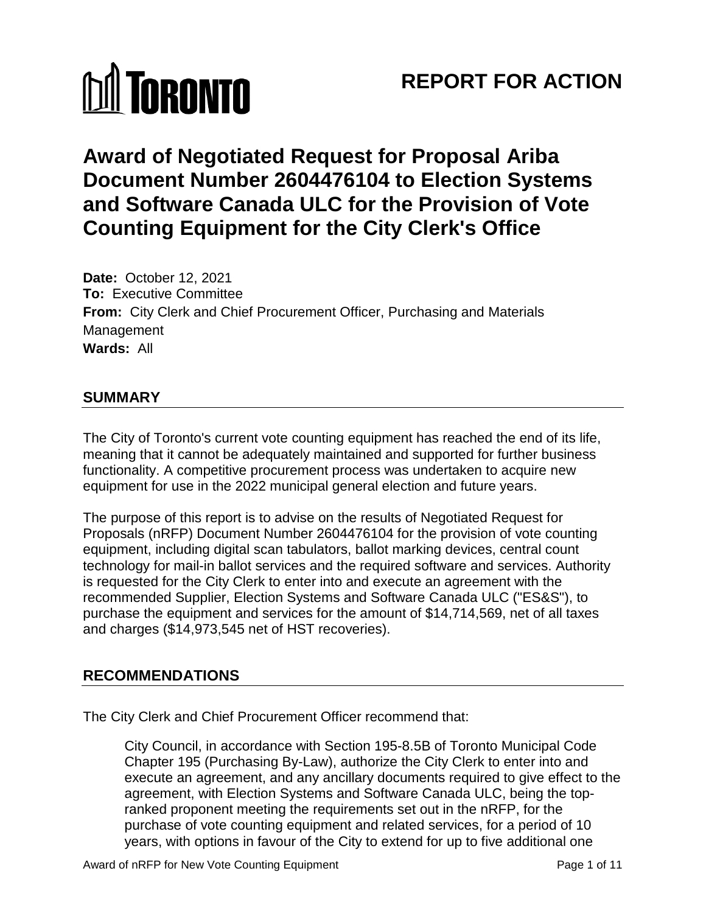TORONTO

# REPORT FOR ACTION

# Award of Negotiated Request for Proposal Ariba Document Number 2604476104 to Election Systems and Software Canada ULC for the Provision of Vote Counting Equipment for the City Clerk's Office

**Date:** October 12, 2021
**To:** Executive Committee
**From:** City Clerk and Chief Procurement Officer, Purchasing and Materials Management
**Wards:** All

## SUMMARY

The City of Toronto's current vote counting equipment has reached the end of its life, meaning that it cannot be adequately maintained and supported for further business functionality. A competitive procurement process was undertaken to acquire new equipment for use in the 2022 municipal general election and future years.

The purpose of this report is to advise on the results of Negotiated Request for Proposals (nRFP) Document Number 2604476104 for the provision of vote counting equipment, including digital scan tabulators, ballot marking devices, central count technology for mail-in ballot services and the required software and services. Authority is requested for the City Clerk to enter into and execute an agreement with the recommended Supplier, Election Systems and Software Canada ULC ("ES&S"), to purchase the equipment and services for the amount of $14,714,569, net of all taxes and charges ($14,973,545 net of HST recoveries).

## RECOMMENDATIONS

The City Clerk and Chief Procurement Officer recommend that:

City Council, in accordance with Section 195-8.5B of Toronto Municipal Code Chapter 195 (Purchasing By-Law), authorize the City Clerk to enter into and execute an agreement, and any ancillary documents required to give effect to the agreement, with Election Systems and Software Canada ULC, being the top-ranked proponent meeting the requirements set out in the nRFP, for the purchase of vote counting equipment and related services, for a period of 10 years, with options in favour of the City to extend for up to five additional one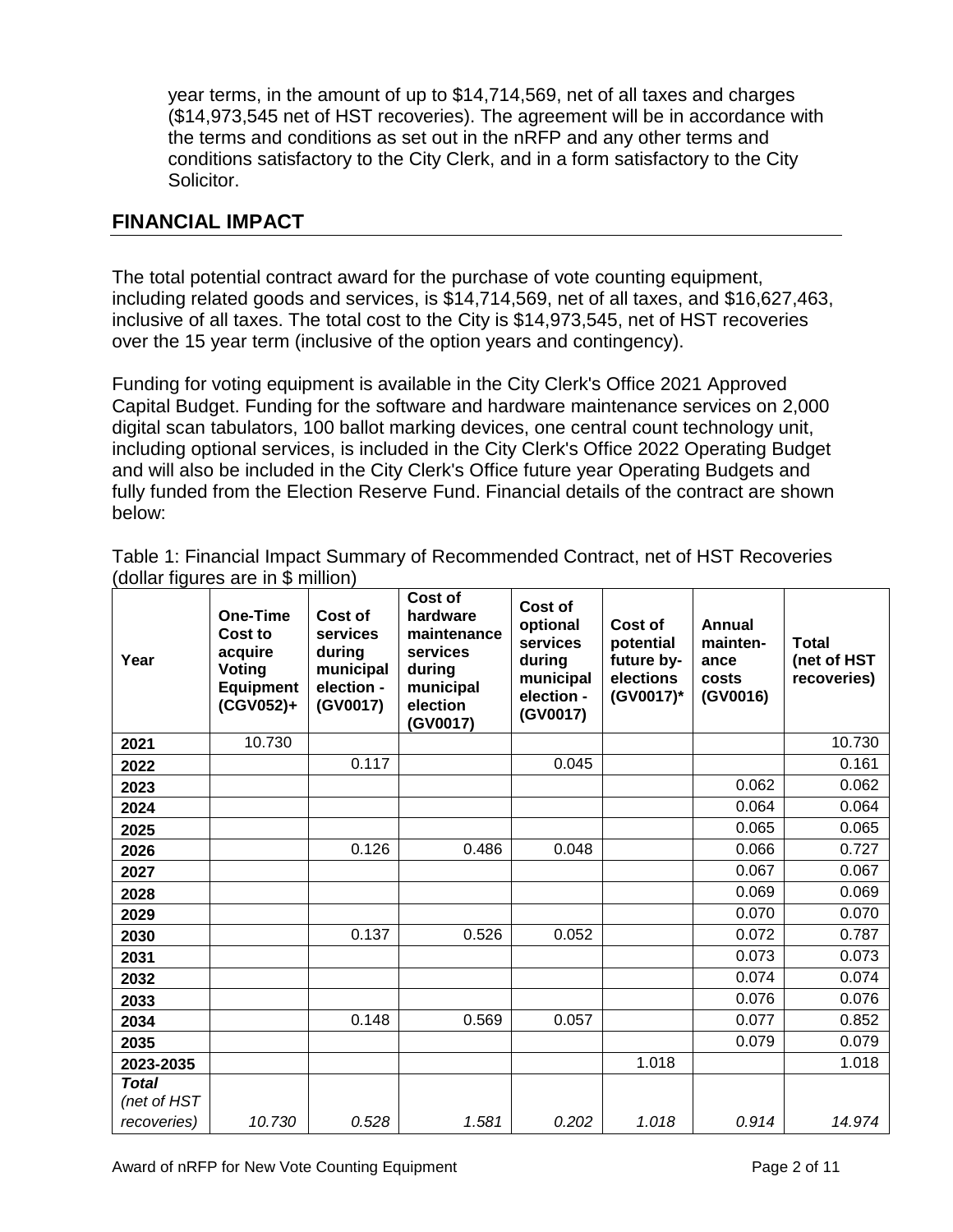year terms, in the amount of up to $14,714,569, net of all taxes and charges ($14,973,545 net of HST recoveries). The agreement will be in accordance with the terms and conditions as set out in the nRFP and any other terms and conditions satisfactory to the City Clerk, and in a form satisfactory to the City Solicitor.

## FINANCIAL IMPACT

The total potential contract award for the purchase of vote counting equipment, including related goods and services, is $14,714,569, net of all taxes, and $16,627,463, inclusive of all taxes. The total cost to the City is $14,973,545, net of HST recoveries over the 15 year term (inclusive of the option years and contingency).

Funding for voting equipment is available in the City Clerk's Office 2021 Approved Capital Budget. Funding for the software and hardware maintenance services on 2,000 digital scan tabulators, 100 ballot marking devices, one central count technology unit, including optional services, is included in the City Clerk's Office 2022 Operating Budget and will also be included in the City Clerk's Office future year Operating Budgets and fully funded from the Election Reserve Fund. Financial details of the contract are shown below:

Table 1: Financial Impact Summary of Recommended Contract, net of HST Recoveries (dollar figures are in $ million)

| Year | One-Time Cost to acquire Voting Equipment (CGV052)+ | Cost of services during municipal election - (GV0017) | Cost of hardware maintenance services during municipal election (GV0017) | Cost of optional services during municipal election - (GV0017) | Cost of potential future by-elections (GV0017)* | Annual mainten-ance costs (GV0016) | Total (net of HST recoveries) |
|---|---|---|---|---|---|---|---|
| **2021** | 10.730 | | | | | | 10.730 |
| **2022** | | 0.117 | | 0.045 | | | 0.161 |
| **2023** | | | | | | 0.062 | 0.062 |
| **2024** | | | | | | 0.064 | 0.064 |
| **2025** | | | | | | 0.065 | 0.065 |
| **2026** | | 0.126 | 0.486 | 0.048 | | 0.066 | 0.727 |
| **2027** | | | | | | 0.067 | 0.067 |
| **2028** | | | | | | 0.069 | 0.069 |
| **2029** | | | | | | 0.070 | 0.070 |
| **2030** | | 0.137 | 0.526 | 0.052 | | 0.072 | 0.787 |
| **2031** | | | | | | 0.073 | 0.073 |
| **2032** | | | | | | 0.074 | 0.074 |
| **2033** | | | | | | 0.076 | 0.076 |
| **2034** | | 0.148 | 0.569 | 0.057 | | 0.077 | 0.852 |
| **2035** | | | | | | 0.079 | 0.079 |
| **2023-2035** | | | | | 1.018 | | 1.018 |
| ***Total** (net of HST recoveries)* | *10.730* | *0.528* | *1.581* | *0.202* | *1.018* | *0.914* | *14.974* |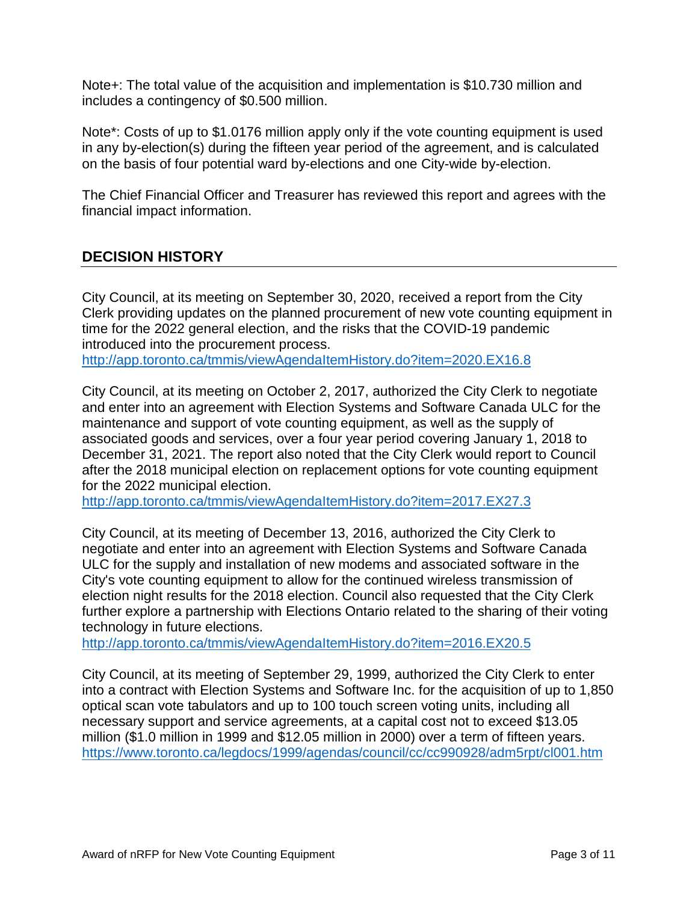Note+: The total value of the acquisition and implementation is $10.730 million and includes a contingency of $0.500 million.

Note*: Costs of up to $1.0176 million apply only if the vote counting equipment is used in any by-election(s) during the fifteen year period of the agreement, and is calculated on the basis of four potential ward by-elections and one City-wide by-election.

The Chief Financial Officer and Treasurer has reviewed this report and agrees with the financial impact information.

## DECISION HISTORY

City Council, at its meeting on September 30, 2020, received a report from the City Clerk providing updates on the planned procurement of new vote counting equipment in time for the 2022 general election, and the risks that the COVID-19 pandemic introduced into the procurement process.
http://app.toronto.ca/tmmis/viewAgendaItemHistory.do?item=2020.EX16.8

City Council, at its meeting on October 2, 2017, authorized the City Clerk to negotiate and enter into an agreement with Election Systems and Software Canada ULC for the maintenance and support of vote counting equipment, as well as the supply of associated goods and services, over a four year period covering January 1, 2018 to December 31, 2021. The report also noted that the City Clerk would report to Council after the 2018 municipal election on replacement options for vote counting equipment for the 2022 municipal election.
http://app.toronto.ca/tmmis/viewAgendaItemHistory.do?item=2017.EX27.3

City Council, at its meeting of December 13, 2016, authorized the City Clerk to negotiate and enter into an agreement with Election Systems and Software Canada ULC for the supply and installation of new modems and associated software in the City's vote counting equipment to allow for the continued wireless transmission of election night results for the 2018 election. Council also requested that the City Clerk further explore a partnership with Elections Ontario related to the sharing of their voting technology in future elections.
http://app.toronto.ca/tmmis/viewAgendaItemHistory.do?item=2016.EX20.5

City Council, at its meeting of September 29, 1999, authorized the City Clerk to enter into a contract with Election Systems and Software Inc. for the acquisition of up to 1,850 optical scan vote tabulators and up to 100 touch screen voting units, including all necessary support and service agreements, at a capital cost not to exceed $13.05 million ($1.0 million in 1999 and $12.05 million in 2000) over a term of fifteen years.
https://www.toronto.ca/legdocs/1999/agendas/council/cc/cc990928/adm5rpt/cl001.htm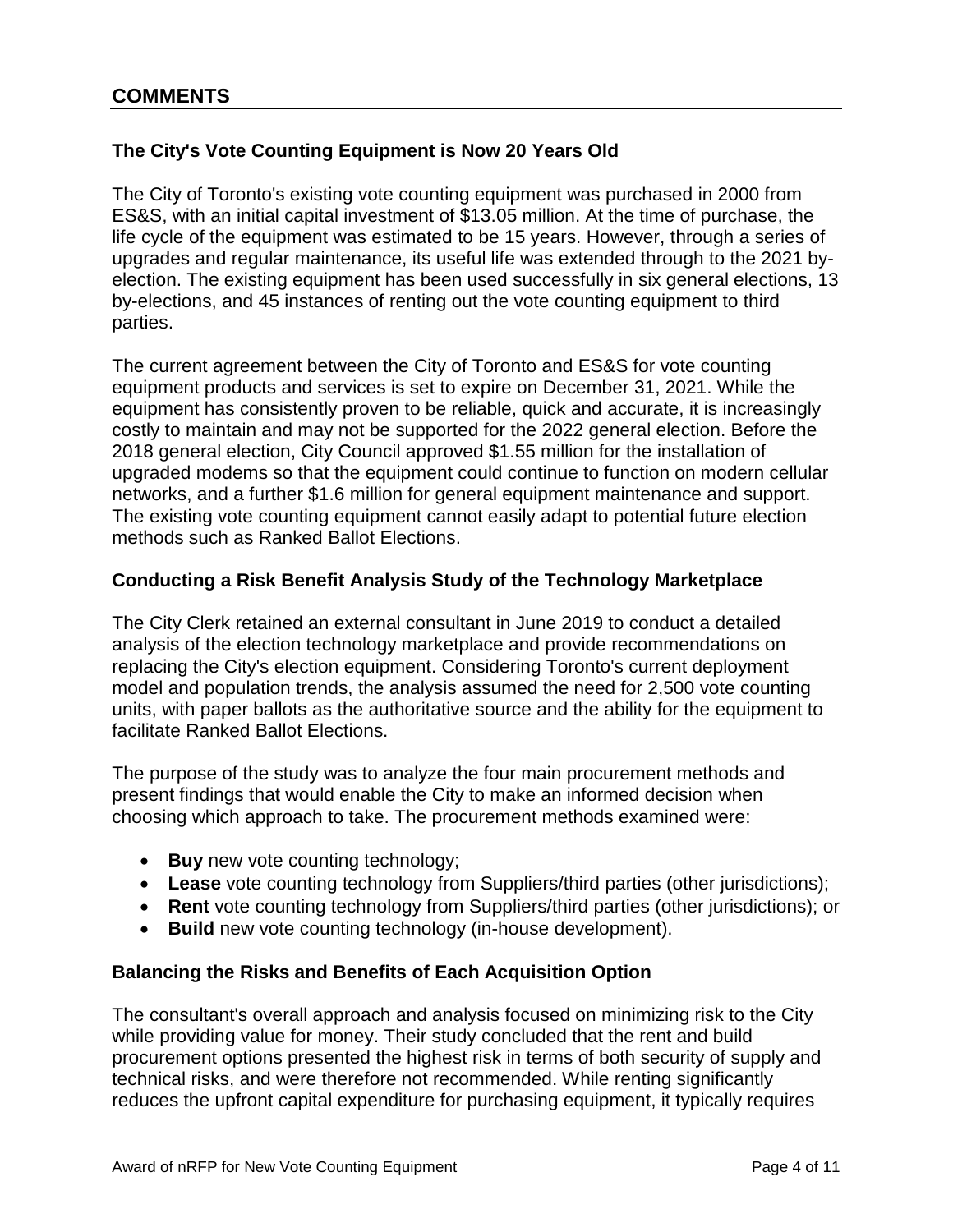## COMMENTS

### The City's Vote Counting Equipment is Now 20 Years Old

The City of Toronto's existing vote counting equipment was purchased in 2000 from ES&S, with an initial capital investment of $13.05 million. At the time of purchase, the life cycle of the equipment was estimated to be 15 years. However, through a series of upgrades and regular maintenance, its useful life was extended through to the 2021 by-election. The existing equipment has been used successfully in six general elections, 13 by-elections, and 45 instances of renting out the vote counting equipment to third parties.

The current agreement between the City of Toronto and ES&S for vote counting equipment products and services is set to expire on December 31, 2021. While the equipment has consistently proven to be reliable, quick and accurate, it is increasingly costly to maintain and may not be supported for the 2022 general election. Before the 2018 general election, City Council approved $1.55 million for the installation of upgraded modems so that the equipment could continue to function on modern cellular networks, and a further $1.6 million for general equipment maintenance and support. The existing vote counting equipment cannot easily adapt to potential future election methods such as Ranked Ballot Elections.

### Conducting a Risk Benefit Analysis Study of the Technology Marketplace

The City Clerk retained an external consultant in June 2019 to conduct a detailed analysis of the election technology marketplace and provide recommendations on replacing the City's election equipment. Considering Toronto's current deployment model and population trends, the analysis assumed the need for 2,500 vote counting units, with paper ballots as the authoritative source and the ability for the equipment to facilitate Ranked Ballot Elections.

The purpose of the study was to analyze the four main procurement methods and present findings that would enable the City to make an informed decision when choosing which approach to take. The procurement methods examined were:

- **Buy** new vote counting technology;
- **Lease** vote counting technology from Suppliers/third parties (other jurisdictions);
- **Rent** vote counting technology from Suppliers/third parties (other jurisdictions); or
- **Build** new vote counting technology (in-house development).

### Balancing the Risks and Benefits of Each Acquisition Option

The consultant's overall approach and analysis focused on minimizing risk to the City while providing value for money. Their study concluded that the rent and build procurement options presented the highest risk in terms of both security of supply and technical risks, and were therefore not recommended. While renting significantly reduces the upfront capital expenditure for purchasing equipment, it typically requires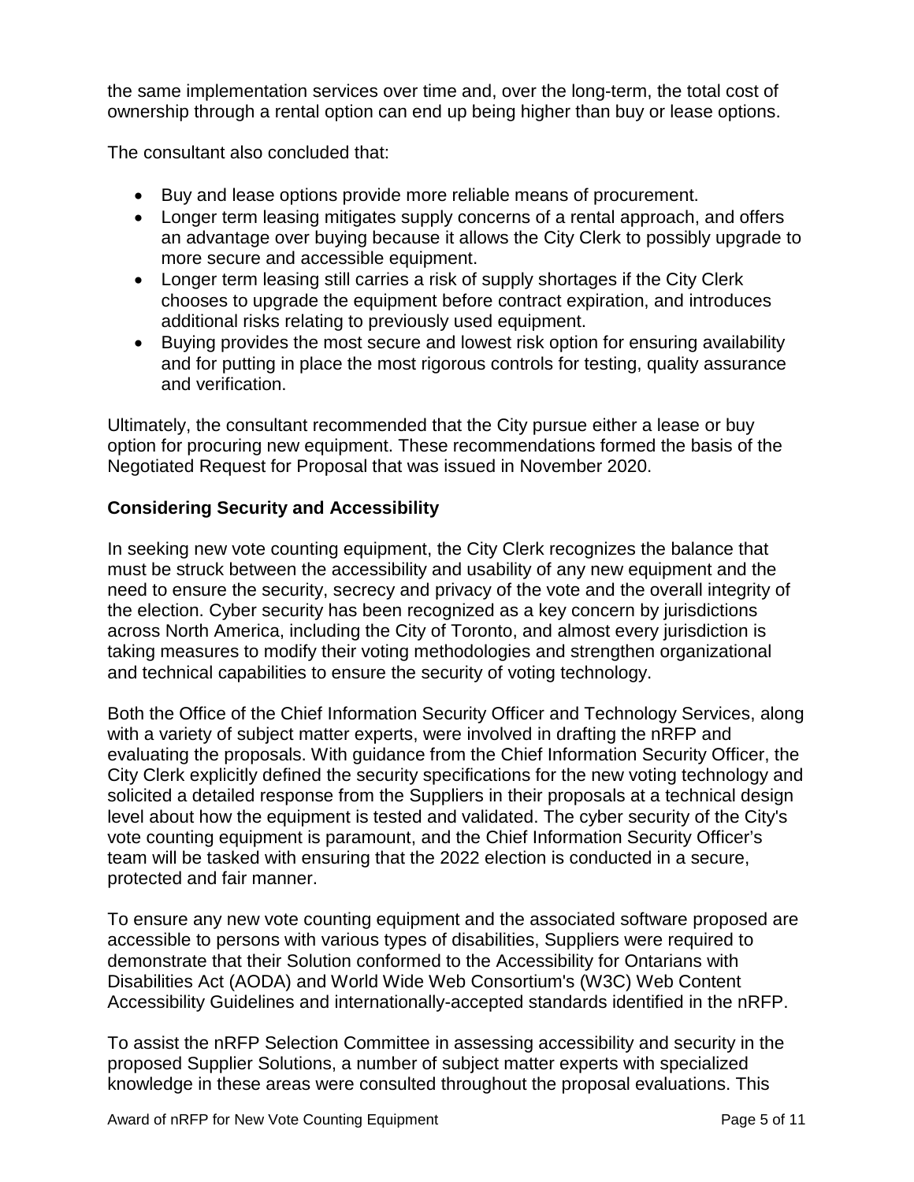the same implementation services over time and, over the long-term, the total cost of ownership through a rental option can end up being higher than buy or lease options.

The consultant also concluded that:

- Buy and lease options provide more reliable means of procurement.
- Longer term leasing mitigates supply concerns of a rental approach, and offers an advantage over buying because it allows the City Clerk to possibly upgrade to more secure and accessible equipment.
- Longer term leasing still carries a risk of supply shortages if the City Clerk chooses to upgrade the equipment before contract expiration, and introduces additional risks relating to previously used equipment.
- Buying provides the most secure and lowest risk option for ensuring availability and for putting in place the most rigorous controls for testing, quality assurance and verification.

Ultimately, the consultant recommended that the City pursue either a lease or buy option for procuring new equipment. These recommendations formed the basis of the Negotiated Request for Proposal that was issued in November 2020.

**Considering Security and Accessibility**

In seeking new vote counting equipment, the City Clerk recognizes the balance that must be struck between the accessibility and usability of any new equipment and the need to ensure the security, secrecy and privacy of the vote and the overall integrity of the election. Cyber security has been recognized as a key concern by jurisdictions across North America, including the City of Toronto, and almost every jurisdiction is taking measures to modify their voting methodologies and strengthen organizational and technical capabilities to ensure the security of voting technology.

Both the Office of the Chief Information Security Officer and Technology Services, along with a variety of subject matter experts, were involved in drafting the nRFP and evaluating the proposals. With guidance from the Chief Information Security Officer, the City Clerk explicitly defined the security specifications for the new voting technology and solicited a detailed response from the Suppliers in their proposals at a technical design level about how the equipment is tested and validated. The cyber security of the City's vote counting equipment is paramount, and the Chief Information Security Officer's team will be tasked with ensuring that the 2022 election is conducted in a secure, protected and fair manner.

To ensure any new vote counting equipment and the associated software proposed are accessible to persons with various types of disabilities, Suppliers were required to demonstrate that their Solution conformed to the Accessibility for Ontarians with Disabilities Act (AODA) and World Wide Web Consortium's (W3C) Web Content Accessibility Guidelines and internationally-accepted standards identified in the nRFP.

To assist the nRFP Selection Committee in assessing accessibility and security in the proposed Supplier Solutions, a number of subject matter experts with specialized knowledge in these areas were consulted throughout the proposal evaluations. This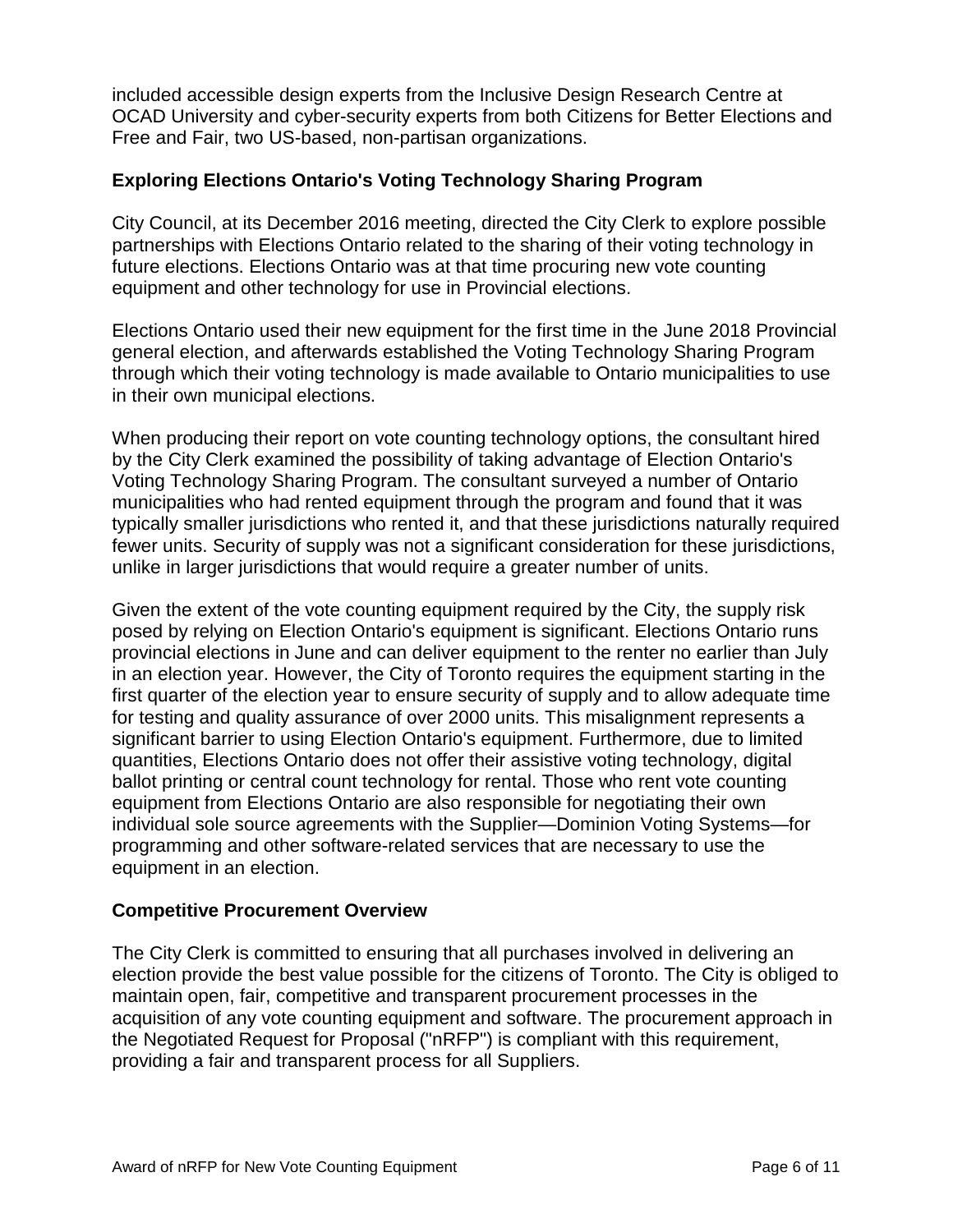included accessible design experts from the Inclusive Design Research Centre at OCAD University and cyber-security experts from both Citizens for Better Elections and Free and Fair, two US-based, non-partisan organizations.

### Exploring Elections Ontario's Voting Technology Sharing Program

City Council, at its December 2016 meeting, directed the City Clerk to explore possible partnerships with Elections Ontario related to the sharing of their voting technology in future elections. Elections Ontario was at that time procuring new vote counting equipment and other technology for use in Provincial elections.

Elections Ontario used their new equipment for the first time in the June 2018 Provincial general election, and afterwards established the Voting Technology Sharing Program through which their voting technology is made available to Ontario municipalities to use in their own municipal elections.

When producing their report on vote counting technology options, the consultant hired by the City Clerk examined the possibility of taking advantage of Election Ontario's Voting Technology Sharing Program. The consultant surveyed a number of Ontario municipalities who had rented equipment through the program and found that it was typically smaller jurisdictions who rented it, and that these jurisdictions naturally required fewer units. Security of supply was not a significant consideration for these jurisdictions, unlike in larger jurisdictions that would require a greater number of units.

Given the extent of the vote counting equipment required by the City, the supply risk posed by relying on Election Ontario's equipment is significant. Elections Ontario runs provincial elections in June and can deliver equipment to the renter no earlier than July in an election year. However, the City of Toronto requires the equipment starting in the first quarter of the election year to ensure security of supply and to allow adequate time for testing and quality assurance of over 2000 units. This misalignment represents a significant barrier to using Election Ontario's equipment. Furthermore, due to limited quantities, Elections Ontario does not offer their assistive voting technology, digital ballot printing or central count technology for rental. Those who rent vote counting equipment from Elections Ontario are also responsible for negotiating their own individual sole source agreements with the Supplier—Dominion Voting Systems—for programming and other software-related services that are necessary to use the equipment in an election.

### Competitive Procurement Overview

The City Clerk is committed to ensuring that all purchases involved in delivering an election provide the best value possible for the citizens of Toronto. The City is obliged to maintain open, fair, competitive and transparent procurement processes in the acquisition of any vote counting equipment and software. The procurement approach in the Negotiated Request for Proposal ("nRFP") is compliant with this requirement, providing a fair and transparent process for all Suppliers.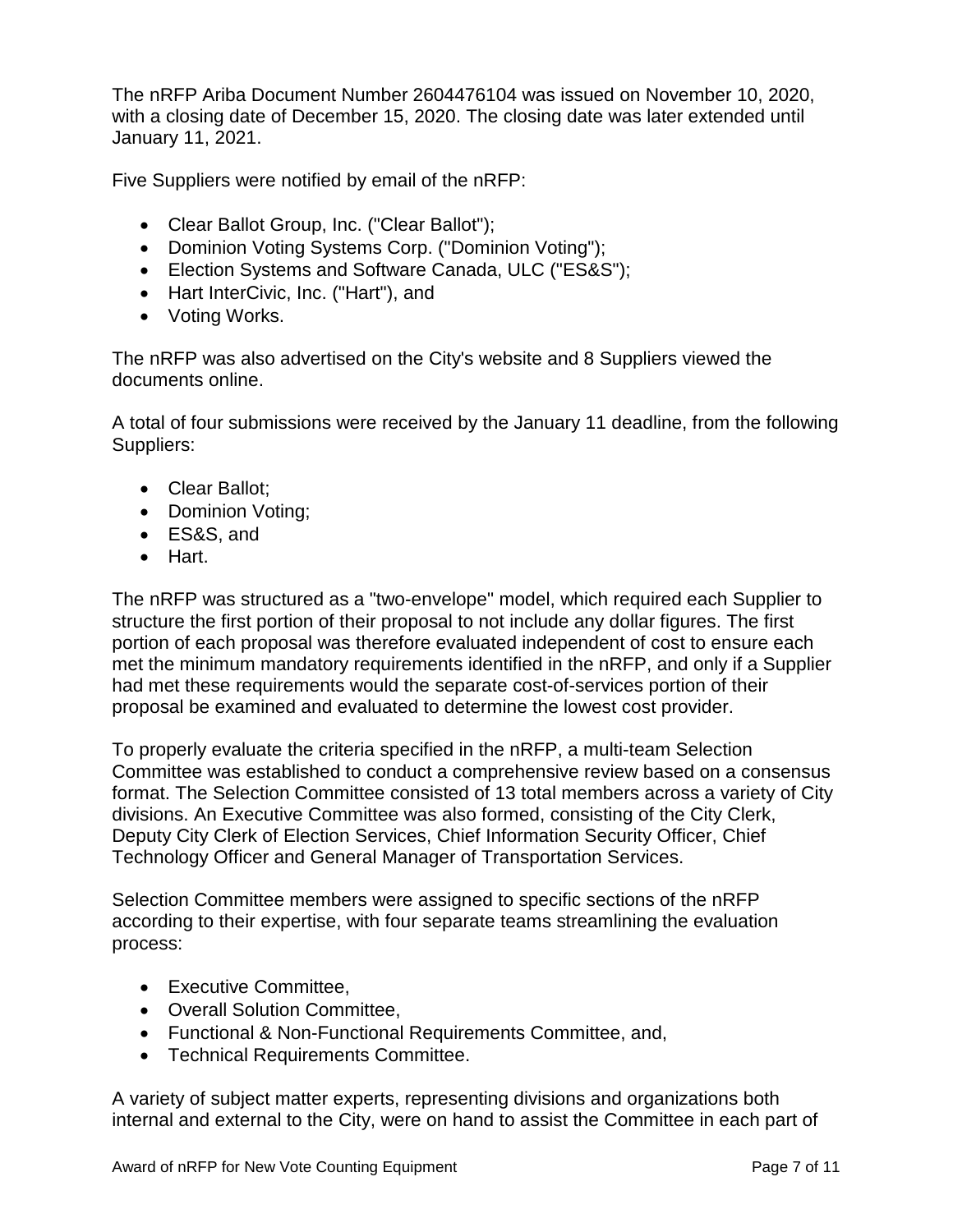The nRFP Ariba Document Number 2604476104 was issued on November 10, 2020, with a closing date of December 15, 2020. The closing date was later extended until January 11, 2021.

Five Suppliers were notified by email of the nRFP:

- Clear Ballot Group, Inc. ("Clear Ballot");
- Dominion Voting Systems Corp. ("Dominion Voting");
- Election Systems and Software Canada, ULC ("ES&S");
- Hart InterCivic, Inc. ("Hart"), and
- Voting Works.

The nRFP was also advertised on the City's website and 8 Suppliers viewed the documents online.

A total of four submissions were received by the January 11 deadline, from the following Suppliers:

- Clear Ballot;
- Dominion Voting;
- ES&S, and
- Hart.

The nRFP was structured as a "two-envelope" model, which required each Supplier to structure the first portion of their proposal to not include any dollar figures. The first portion of each proposal was therefore evaluated independent of cost to ensure each met the minimum mandatory requirements identified in the nRFP, and only if a Supplier had met these requirements would the separate cost-of-services portion of their proposal be examined and evaluated to determine the lowest cost provider.

To properly evaluate the criteria specified in the nRFP, a multi-team Selection Committee was established to conduct a comprehensive review based on a consensus format. The Selection Committee consisted of 13 total members across a variety of City divisions. An Executive Committee was also formed, consisting of the City Clerk, Deputy City Clerk of Election Services, Chief Information Security Officer, Chief Technology Officer and General Manager of Transportation Services.

Selection Committee members were assigned to specific sections of the nRFP according to their expertise, with four separate teams streamlining the evaluation process:

- Executive Committee,
- Overall Solution Committee,
- Functional & Non-Functional Requirements Committee, and,
- Technical Requirements Committee.

A variety of subject matter experts, representing divisions and organizations both internal and external to the City, were on hand to assist the Committee in each part of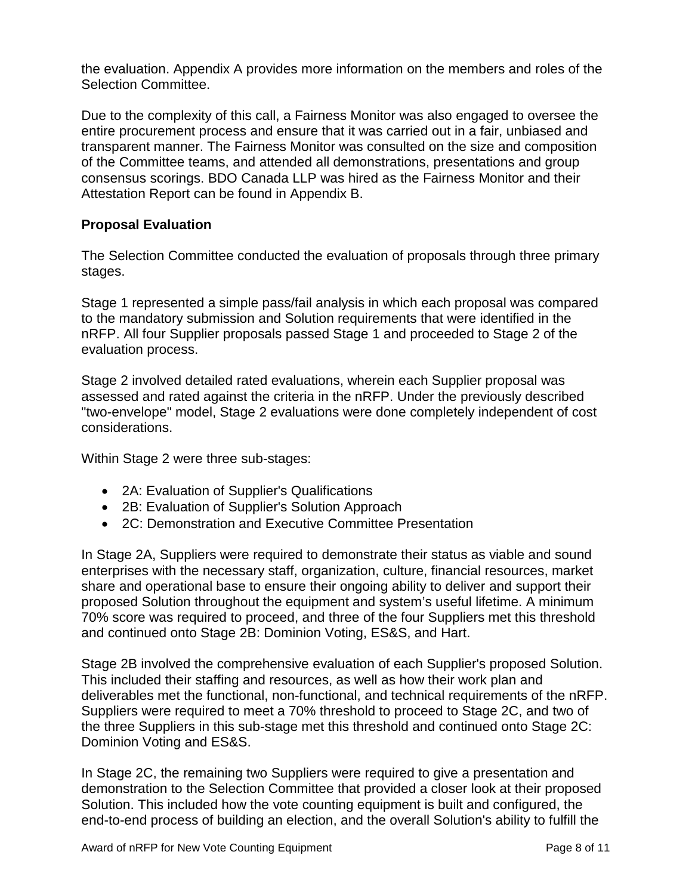the evaluation. Appendix A provides more information on the members and roles of the Selection Committee.

Due to the complexity of this call, a Fairness Monitor was also engaged to oversee the entire procurement process and ensure that it was carried out in a fair, unbiased and transparent manner. The Fairness Monitor was consulted on the size and composition of the Committee teams, and attended all demonstrations, presentations and group consensus scorings. BDO Canada LLP was hired as the Fairness Monitor and their Attestation Report can be found in Appendix B.

**Proposal Evaluation**

The Selection Committee conducted the evaluation of proposals through three primary stages.

Stage 1 represented a simple pass/fail analysis in which each proposal was compared to the mandatory submission and Solution requirements that were identified in the nRFP. All four Supplier proposals passed Stage 1 and proceeded to Stage 2 of the evaluation process.

Stage 2 involved detailed rated evaluations, wherein each Supplier proposal was assessed and rated against the criteria in the nRFP. Under the previously described "two-envelope" model, Stage 2 evaluations were done completely independent of cost considerations.

Within Stage 2 were three sub-stages:

- 2A: Evaluation of Supplier's Qualifications
- 2B: Evaluation of Supplier's Solution Approach
- 2C: Demonstration and Executive Committee Presentation

In Stage 2A, Suppliers were required to demonstrate their status as viable and sound enterprises with the necessary staff, organization, culture, financial resources, market share and operational base to ensure their ongoing ability to deliver and support their proposed Solution throughout the equipment and system's useful lifetime. A minimum 70% score was required to proceed, and three of the four Suppliers met this threshold and continued onto Stage 2B: Dominion Voting, ES&S, and Hart.

Stage 2B involved the comprehensive evaluation of each Supplier's proposed Solution. This included their staffing and resources, as well as how their work plan and deliverables met the functional, non-functional, and technical requirements of the nRFP. Suppliers were required to meet a 70% threshold to proceed to Stage 2C, and two of the three Suppliers in this sub-stage met this threshold and continued onto Stage 2C: Dominion Voting and ES&S.

In Stage 2C, the remaining two Suppliers were required to give a presentation and demonstration to the Selection Committee that provided a closer look at their proposed Solution. This included how the vote counting equipment is built and configured, the end-to-end process of building an election, and the overall Solution's ability to fulfill the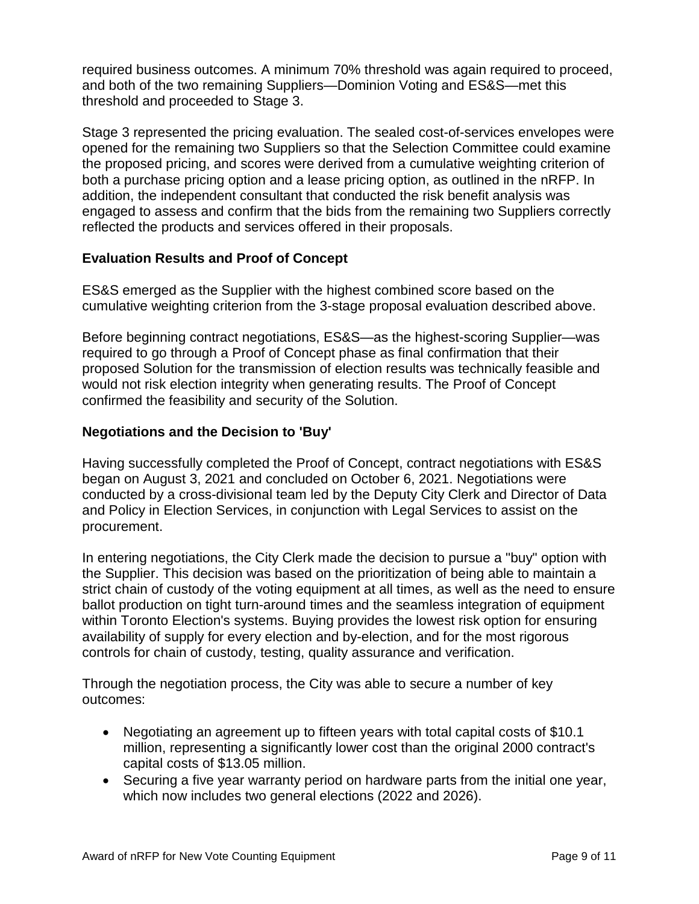required business outcomes. A minimum 70% threshold was again required to proceed, and both of the two remaining Suppliers—Dominion Voting and ES&S—met this threshold and proceeded to Stage 3.

Stage 3 represented the pricing evaluation. The sealed cost-of-services envelopes were opened for the remaining two Suppliers so that the Selection Committee could examine the proposed pricing, and scores were derived from a cumulative weighting criterion of both a purchase pricing option and a lease pricing option, as outlined in the nRFP. In addition, the independent consultant that conducted the risk benefit analysis was engaged to assess and confirm that the bids from the remaining two Suppliers correctly reflected the products and services offered in their proposals.

**Evaluation Results and Proof of Concept**

ES&S emerged as the Supplier with the highest combined score based on the cumulative weighting criterion from the 3-stage proposal evaluation described above.

Before beginning contract negotiations, ES&S—as the highest-scoring Supplier—was required to go through a Proof of Concept phase as final confirmation that their proposed Solution for the transmission of election results was technically feasible and would not risk election integrity when generating results. The Proof of Concept confirmed the feasibility and security of the Solution.

**Negotiations and the Decision to 'Buy'**

Having successfully completed the Proof of Concept, contract negotiations with ES&S began on August 3, 2021 and concluded on October 6, 2021. Negotiations were conducted by a cross-divisional team led by the Deputy City Clerk and Director of Data and Policy in Election Services, in conjunction with Legal Services to assist on the procurement.

In entering negotiations, the City Clerk made the decision to pursue a "buy" option with the Supplier. This decision was based on the prioritization of being able to maintain a strict chain of custody of the voting equipment at all times, as well as the need to ensure ballot production on tight turn-around times and the seamless integration of equipment within Toronto Election's systems. Buying provides the lowest risk option for ensuring availability of supply for every election and by-election, and for the most rigorous controls for chain of custody, testing, quality assurance and verification.

Through the negotiation process, the City was able to secure a number of key outcomes:

- Negotiating an agreement up to fifteen years with total capital costs of $10.1 million, representing a significantly lower cost than the original 2000 contract's capital costs of $13.05 million.
- Securing a five year warranty period on hardware parts from the initial one year, which now includes two general elections (2022 and 2026).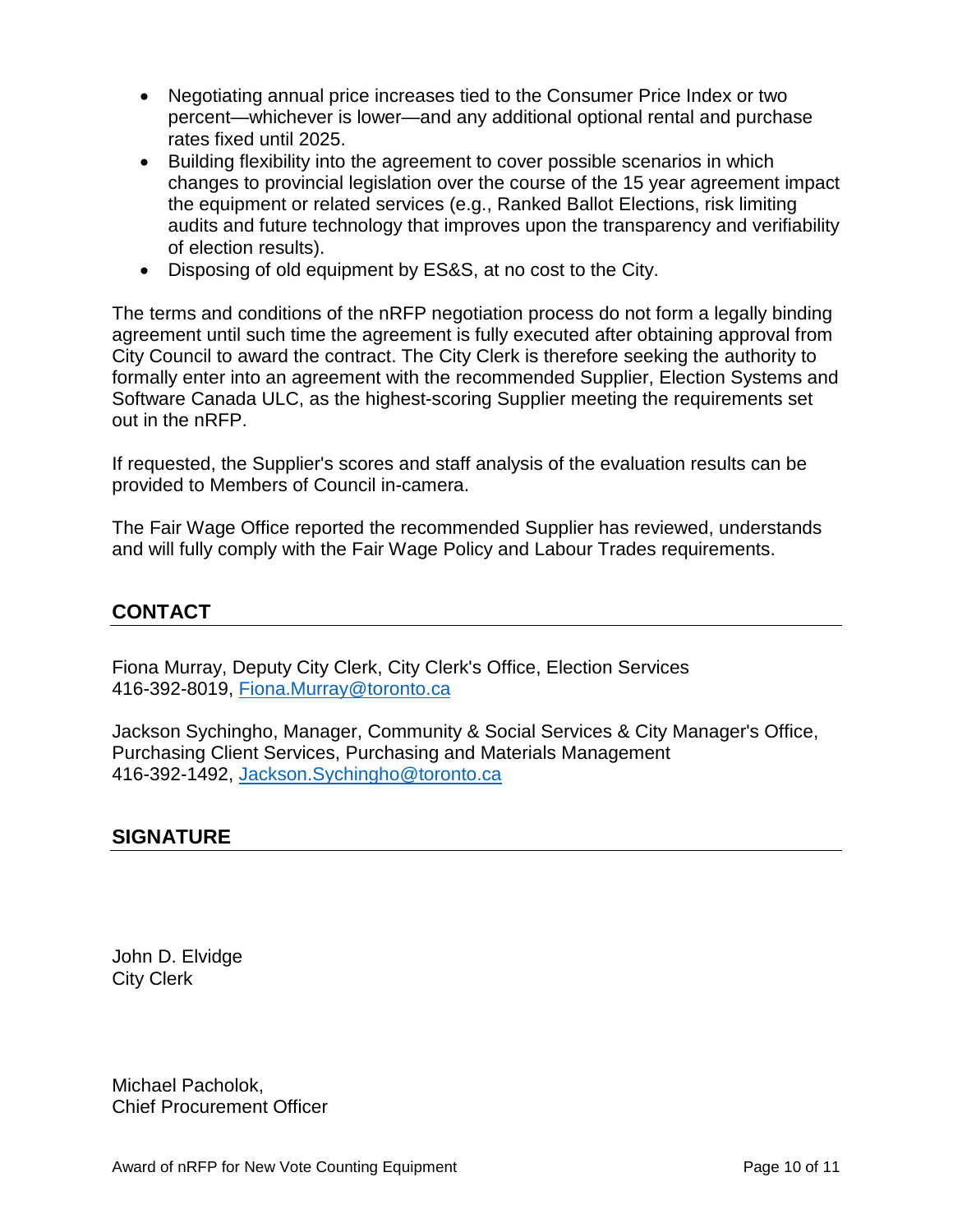- Negotiating annual price increases tied to the Consumer Price Index or two percent—whichever is lower—and any additional optional rental and purchase rates fixed until 2025.
- Building flexibility into the agreement to cover possible scenarios in which changes to provincial legislation over the course of the 15 year agreement impact the equipment or related services (e.g., Ranked Ballot Elections, risk limiting audits and future technology that improves upon the transparency and verifiability of election results).
- Disposing of old equipment by ES&S, at no cost to the City.

The terms and conditions of the nRFP negotiation process do not form a legally binding agreement until such time the agreement is fully executed after obtaining approval from City Council to award the contract. The City Clerk is therefore seeking the authority to formally enter into an agreement with the recommended Supplier, Election Systems and Software Canada ULC, as the highest-scoring Supplier meeting the requirements set out in the nRFP.

If requested, the Supplier's scores and staff analysis of the evaluation results can be provided to Members of Council in-camera.

The Fair Wage Office reported the recommended Supplier has reviewed, understands and will fully comply with the Fair Wage Policy and Labour Trades requirements.

## CONTACT

Fiona Murray, Deputy City Clerk, City Clerk's Office, Election Services
416-392-8019, Fiona.Murray@toronto.ca

Jackson Sychingho, Manager, Community & Social Services & City Manager's Office, Purchasing Client Services, Purchasing and Materials Management
416-392-1492, Jackson.Sychingho@toronto.ca

## SIGNATURE

John D. Elvidge
City Clerk

Michael Pacholok,
Chief Procurement Officer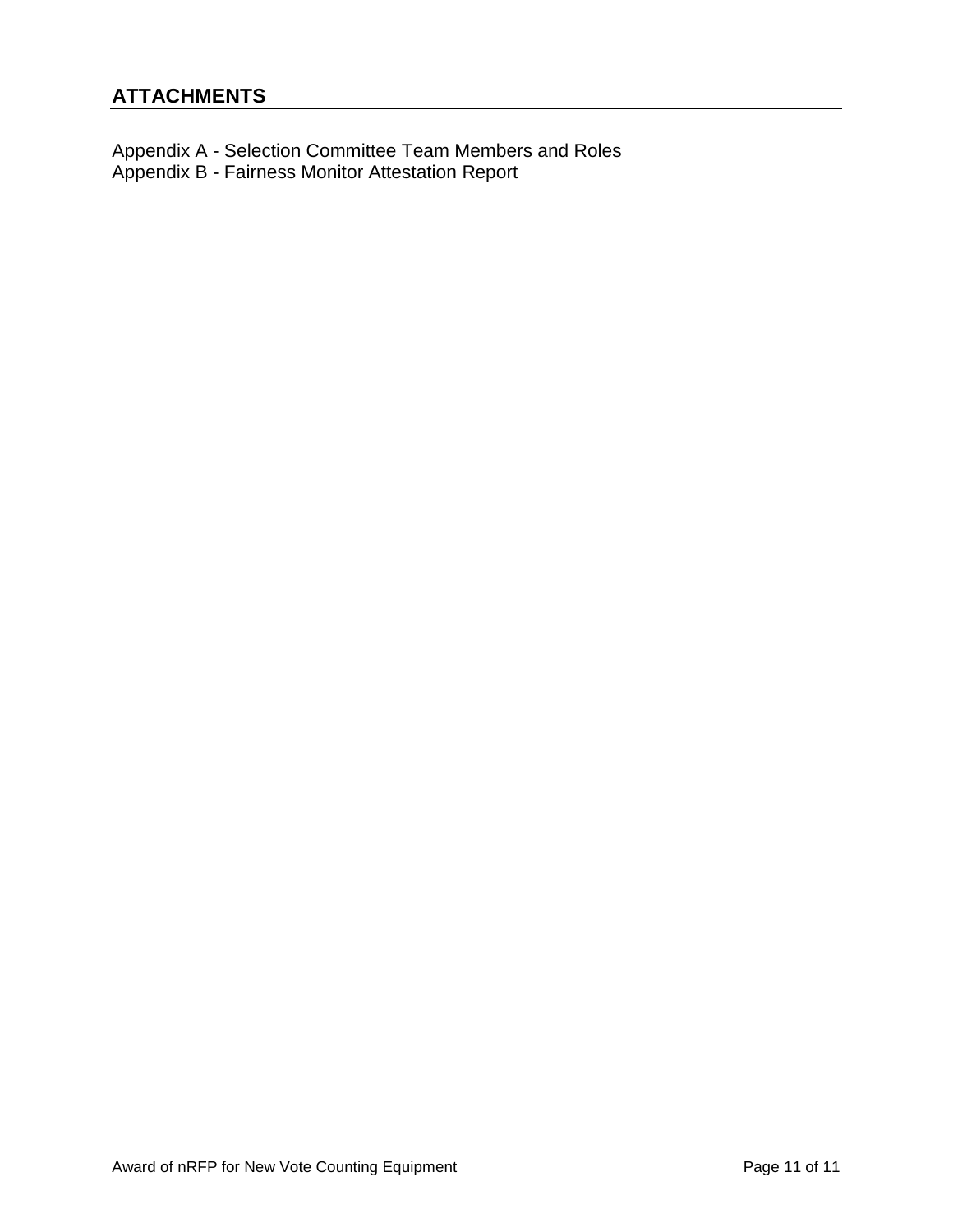## ATTACHMENTS

Appendix A - Selection Committee Team Members and Roles
Appendix B - Fairness Monitor Attestation Report